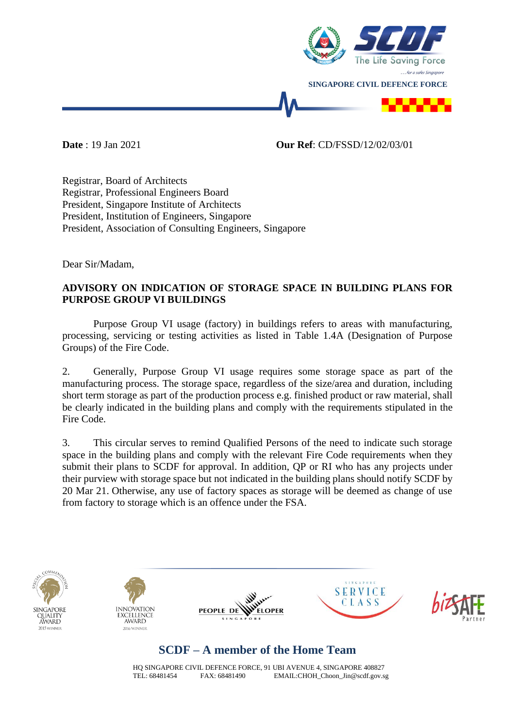SINGAPORE CIVIL DEFENCE FORCE

**Date** : 19 Jan 2021 **Our Ref**: CD/FSSD/12/02/03/01

Registrar, Board of Architects
Registrar, Professional Engineers Board
President, Singapore Institute of Architects
President, Institution of Engineers, Singapore
President, Association of Consulting Engineers, Singapore

Dear Sir/Madam,

**ADVISORY ON INDICATION OF STORAGE SPACE IN BUILDING PLANS FOR PURPOSE GROUP VI BUILDINGS**

Purpose Group VI usage (factory) in buildings refers to areas with manufacturing, processing, servicing or testing activities as listed in Table 1.4A (Designation of Purpose Groups) of the Fire Code.

2. Generally, Purpose Group VI usage requires some storage space as part of the manufacturing process. The storage space, regardless of the size/area and duration, including short term storage as part of the production process e.g. finished product or raw material, shall be clearly indicated in the building plans and comply with the requirements stipulated in the Fire Code.

3. This circular serves to remind Qualified Persons of the need to indicate such storage space in the building plans and comply with the relevant Fire Code requirements when they submit their plans to SCDF for approval. In addition, QP or RI who has any projects under their purview with storage space but not indicated in the building plans should notify SCDF by 20 Mar 21. Otherwise, any use of factory spaces as storage will be deemed as change of use from factory to storage which is an offence under the FSA.

**SCDF – A member of the Home Team**

HQ SINGAPORE CIVIL DEFENCE FORCE, 91 UBI AVENUE 4, SINGAPORE 408827
TEL: 68481454 FAX: 68481490 EMAIL:CHOH_Choon_Jin@scdf.gov.sg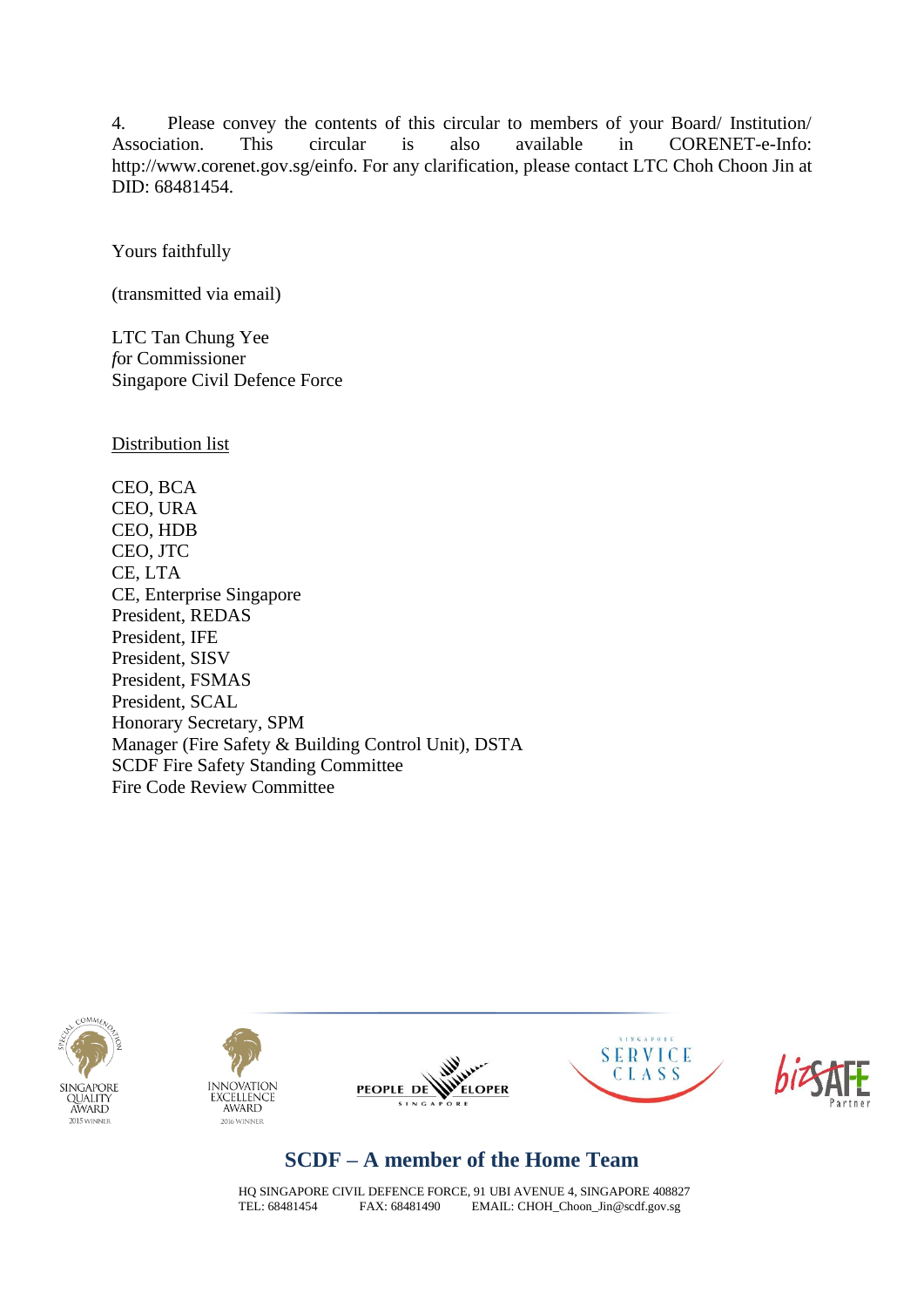4. Please convey the contents of this circular to members of your Board/ Institution/ Association. This circular is also available in CORENET-e-Info: http://www.corenet.gov.sg/einfo. For any clarification, please contact LTC Choh Choon Jin at DID: 68481454.

Yours faithfully

(transmitted via email)

LTC Tan Chung Yee
*f*or Commissioner
Singapore Civil Defence Force

<u>Distribution list</u>

CEO, BCA
CEO, URA
CEO, HDB
CEO, JTC
CE, LTA
CE, Enterprise Singapore
President, REDAS
President, IFE
President, SISV
President, FSMAS
President, SCAL
Honorary Secretary, SPM
Manager (Fire Safety & Building Control Unit), DSTA
SCDF Fire Safety Standing Committee
Fire Code Review Committee

**SCDF – A member of the Home Team**

HQ SINGAPORE CIVIL DEFENCE FORCE, 91 UBI AVENUE 4, SINGAPORE 408827
TEL: 68481454 FAX: 68481490 EMAIL: CHOH_Choon_Jin@scdf.gov.sg